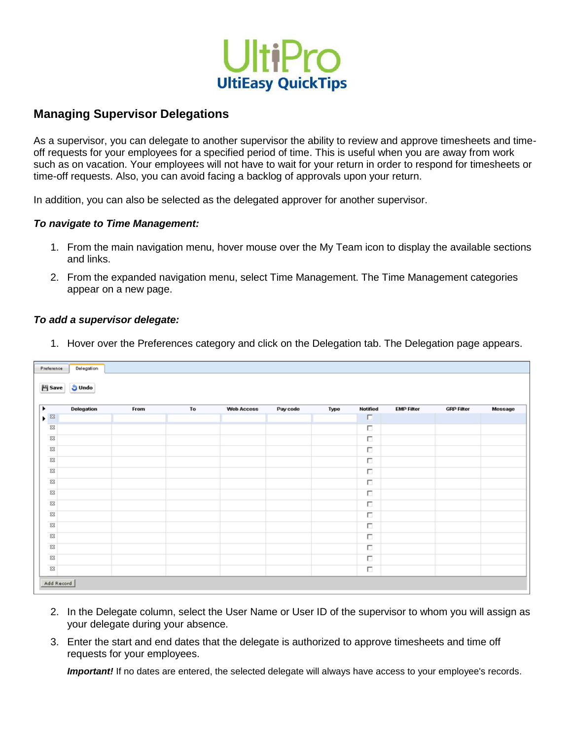# UltiPro
## UltiEasy QuickTips

### Managing Supervisor Delegations

As a supervisor, you can delegate to another supervisor the ability to review and approve timesheets and time-off requests for your employees for a specified period of time. This is useful when you are away from work such as on vacation. Your employees will not have to wait for your return in order to respond for timesheets or time-off requests. Also, you can avoid facing a backlog of approvals upon your return.

In addition, you can also be selected as the delegated approver for another supervisor.

***To navigate to Time Management:***

1. From the main navigation menu, hover mouse over the My Team icon to display the available sections and links.
2. From the expanded navigation menu, select Time Management. The Time Management categories appear on a new page.

***To add a supervisor delegate:***

1. Hover over the Preferences category and click on the Delegation tab. The Delegation page appears.

Preference | Delegation

Save | Undo

| Delegation | From | To | Web Access | Pay code | Type | Notified | EMP Filter | GRP Filter | Message |
|---|---|---|---|---|---|---|---|---|---|
| | | | | | | ☐ | | | |
| | | | | | | ☐ | | | |
| | | | | | | ☐ | | | |
| | | | | | | ☐ | | | |
| | | | | | | ☐ | | | |
| | | | | | | ☐ | | | |
| | | | | | | ☐ | | | |
| | | | | | | ☐ | | | |
| | | | | | | ☐ | | | |
| | | | | | | ☐ | | | |
| | | | | | | ☐ | | | |
| | | | | | | ☐ | | | |
| | | | | | | ☐ | | | |
| | | | | | | ☐ | | | |
| | | | | | | ☐ | | | |

Add Record

2. In the Delegate column, select the User Name or User ID of the supervisor to whom you will assign as your delegate during your absence.
3. Enter the start and end dates that the delegate is authorized to approve timesheets and time off requests for your employees.

   ***Important!*** If no dates are entered, the selected delegate will always have access to your employee's records.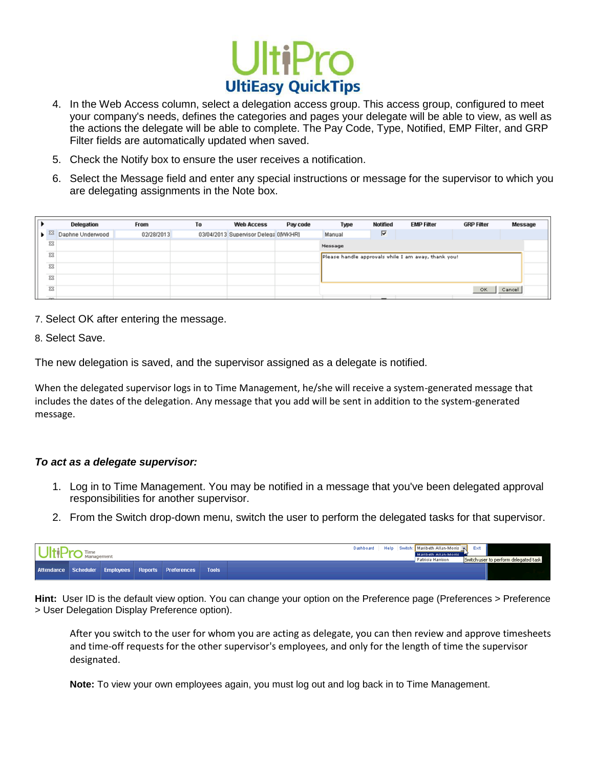# UltiPro
## UltiEasy QuickTips

4. In the Web Access column, select a delegation access group. This access group, configured to meet your company's needs, defines the categories and pages your delegate will be able to view, as well as the actions the delegate will be able to complete. The Pay Code, Type, Notified, EMP Filter, and GRP Filter fields are automatically updated when saved.

5. Check the Notify box to ensure the user receives a notification.

6. Select the Message field and enter any special instructions or message for the supervisor to which you are delegating assignments in the Note box.

7. Select OK after entering the message.

8. Select Save.

The new delegation is saved, and the supervisor assigned as a delegate is notified.

When the delegated supervisor logs in to Time Management, he/she will receive a system-generated message that includes the dates of the delegation. Any message that you add will be sent in addition to the system-generated message.

***To act as a delegate supervisor:***

1. Log in to Time Management. You may be notified in a message that you've been delegated approval responsibilities for another supervisor.

2. From the Switch drop-down menu, switch the user to perform the delegated tasks for that supervisor.

**Hint:** User ID is the default view option. You can change your option on the Preference page (Preferences > Preference > User Delegation Display Preference option).

After you switch to the user for whom you are acting as delegate, you can then review and approve timesheets and time-off requests for the other supervisor's employees, and only for the length of time the supervisor designated.

**Note:** To view your own employees again, you must log out and log back in to Time Management.